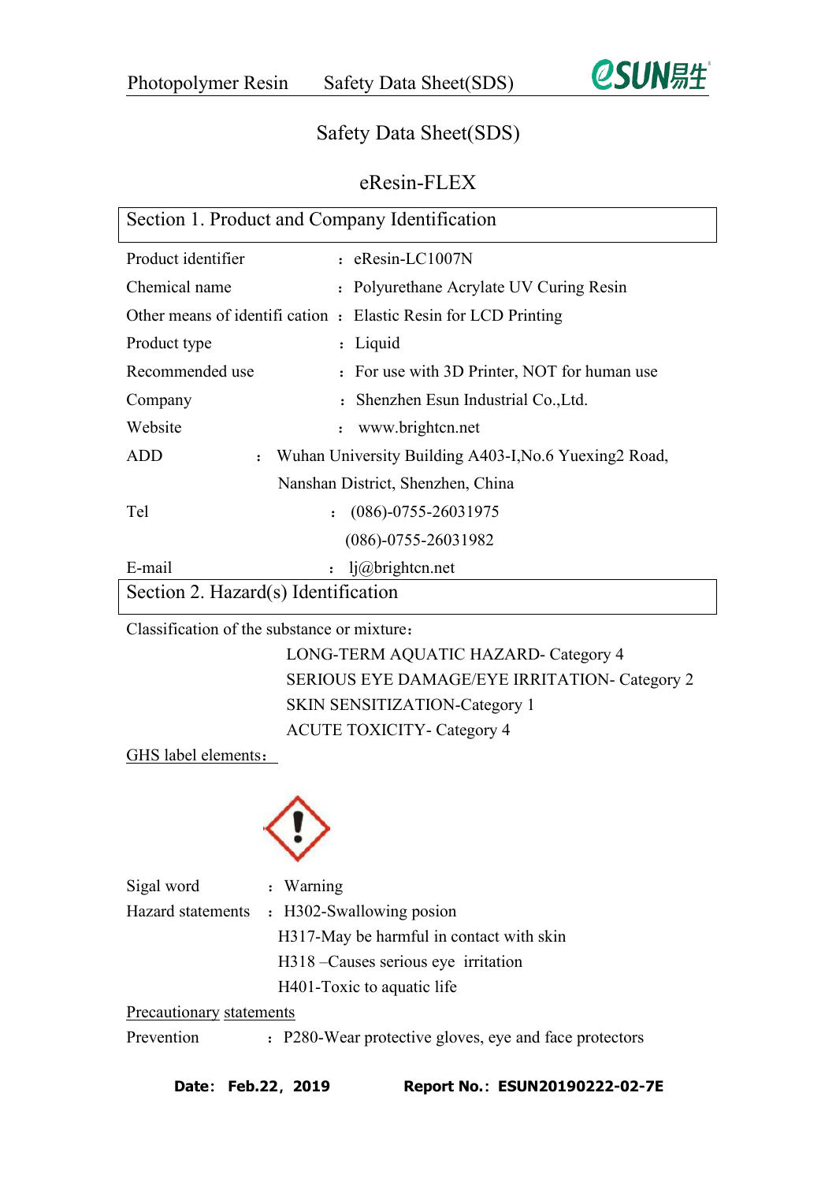# Safety Data Sheet(SDS)

## eResin-FLEX

## Section 1. Product and Company Identification

| | | |
|---|---|---|
| Product identifier | : | eResin-LC1007N |
| Chemical name | : | Polyurethane Acrylate UV Curing Resin |
| Other means of identifi cation | : | Elastic Resin for LCD Printing |
| Product type | : | Liquid |
| Recommended use | : | For use with 3D Printer, NOT for human use |
| Company | : | Shenzhen Esun Industrial Co.,Ltd. |
| Website | : | www.brightcn.net |
| ADD | : | Wuhan University Building A403-I,No.6 Yuexing2 Road, Nanshan District, Shenzhen, China |
| Tel | : | (086)-0755-26031975<br>(086)-0755-26031982 |
| E-mail | : | lj@brightcn.net |

## Section 2. Hazard(s) Identification

Classification of the substance or mixture：

LONG-TERM AQUATIC HAZARD- Category 4
SERIOUS EYE DAMAGE/EYE IRRITATION- Category 2
SKIN SENSITIZATION-Category 1
ACUTE TOXICITY- Category 4

GHS label elements：

Sigal word : Warning

Hazard statements : H302-Swallowing posion
H317-May be harmful in contact with skin
H318 –Causes serious eye irritation
H401-Toxic to aquatic life

Precautionary statements

Prevention : P280-Wear protective gloves, eye and face protectors

**Date: Feb.22, 2019** **Report No.: ESUN20190222-02-7E**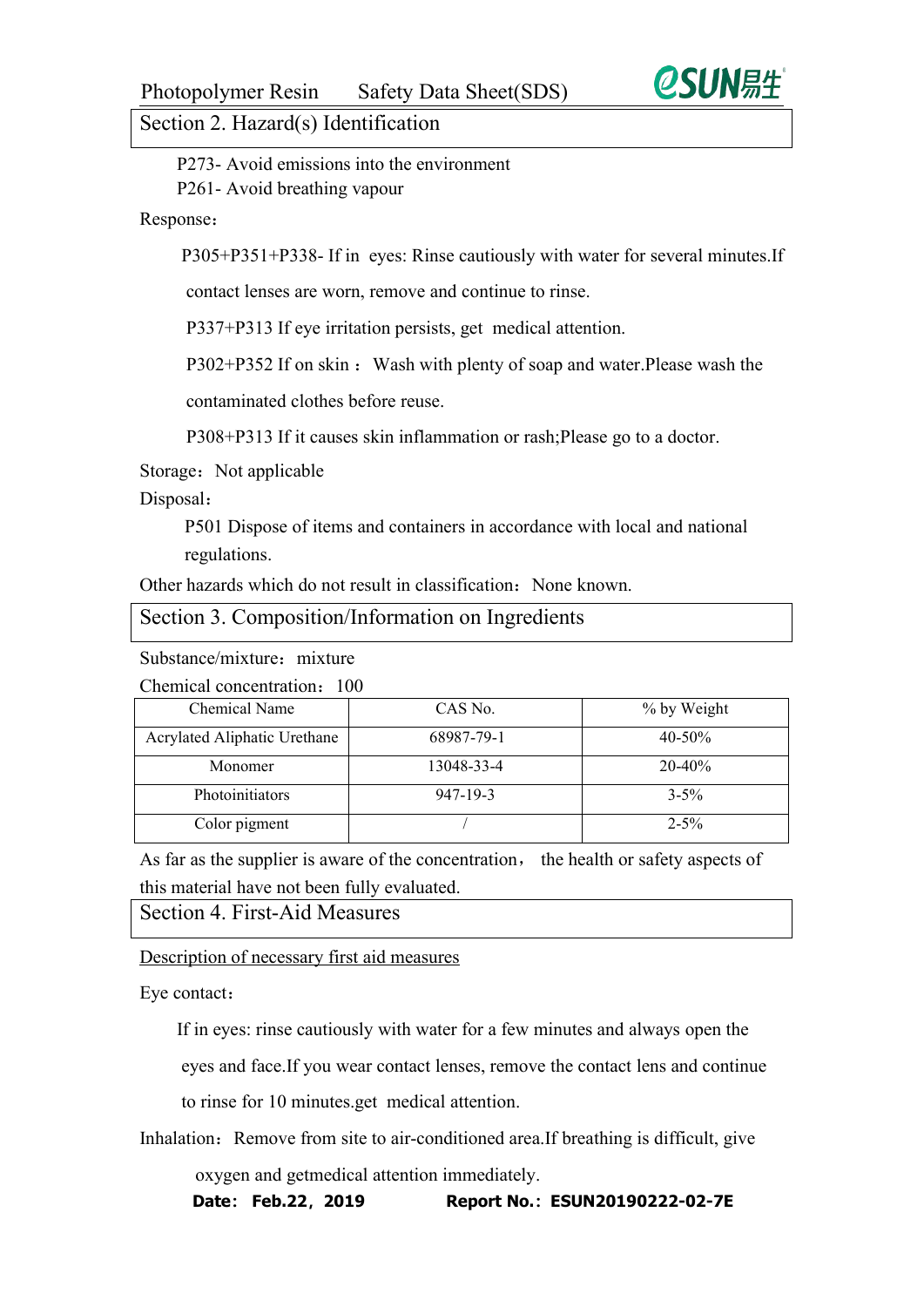## Section 2. Hazard(s) Identification

P273- Avoid emissions into the environment
P261- Avoid breathing vapour

Response：

P305+P351+P338- If in eyes: Rinse cautiously with water for several minutes.If contact lenses are worn, remove and continue to rinse.

P337+P313 If eye irritation persists, get medical attention.

P302+P352 If on skin ： Wash with plenty of soap and water.Please wash the contaminated clothes before reuse.

P308+P313 If it causes skin inflammation or rash;Please go to a doctor.

Storage：Not applicable

Disposal：

P501 Dispose of items and containers in accordance with local and national regulations.

Other hazards which do not result in classification：None known.

## Section 3. Composition/Information on Ingredients

Substance/mixture：mixture

Chemical concentration：100

| Chemical Name | CAS No. | % by Weight |
|---|---|---|
| Acrylated Aliphatic Urethane | 68987-79-1 | 40-50% |
| Monomer | 13048-33-4 | 20-40% |
| Photoinitiators | 947-19-3 | 3-5% |
| Color pigment | / | 2-5% |

As far as the supplier is aware of the concentration， the health or safety aspects of this material have not been fully evaluated.

## Section 4. First-Aid Measures

Description of necessary first aid measures

Eye contact：

If in eyes: rinse cautiously with water for a few minutes and always open the eyes and face.If you wear contact lenses, remove the contact lens and continue to rinse for 10 minutes.get medical attention.

Inhalation：Remove from site to air-conditioned area.If breathing is difficult, give oxygen and getmedical attention immediately.

**Date: Feb.22，2019 Report No.：ESUN20190222-02-7E**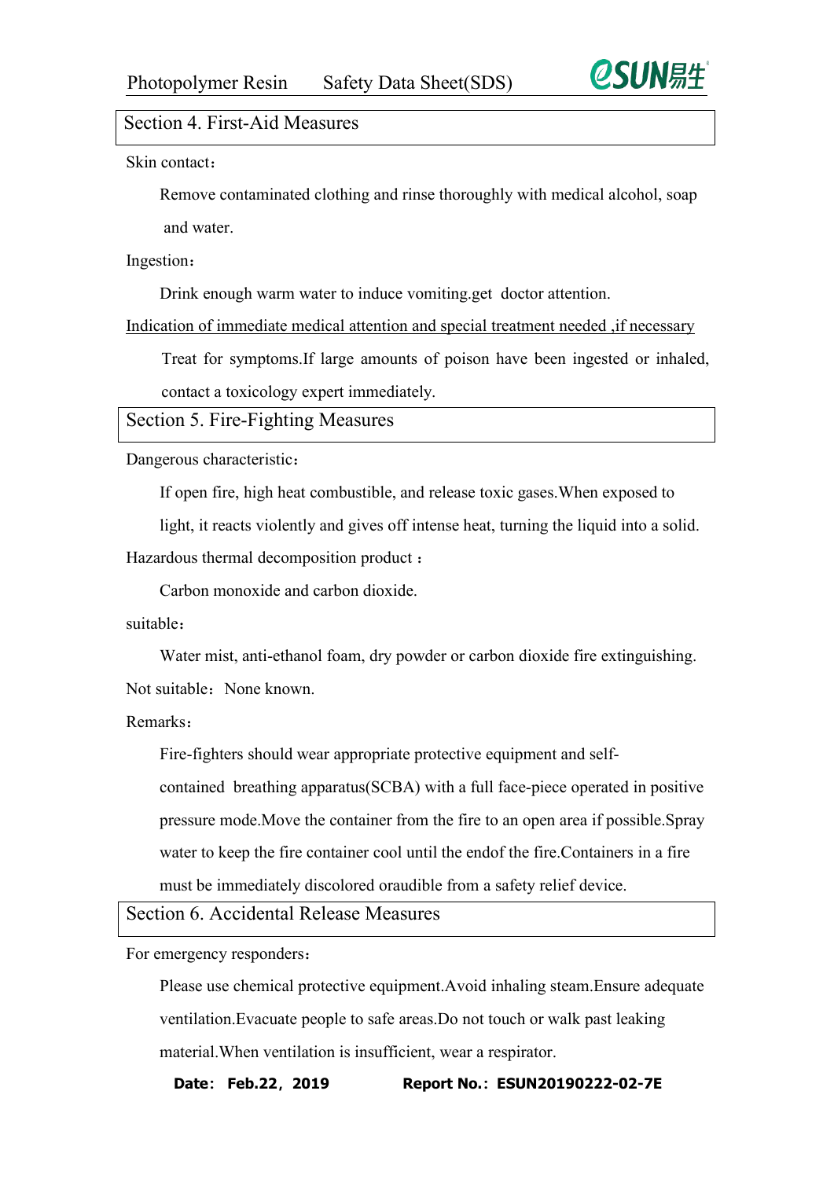## Section 4. First-Aid Measures

Skin contact：

Remove contaminated clothing and rinse thoroughly with medical alcohol, soap and water.

Ingestion：

Drink enough warm water to induce vomiting.get doctor attention.

Indication of immediate medical attention and special treatment needed ,if necessary

Treat for symptoms.If large amounts of poison have been ingested or inhaled, contact a toxicology expert immediately.

## Section 5. Fire-Fighting Measures

Dangerous characteristic：

If open fire, high heat combustible, and release toxic gases.When exposed to light, it reacts violently and gives off intense heat, turning the liquid into a solid.

Hazardous thermal decomposition product：

Carbon monoxide and carbon dioxide.

suitable：

Water mist, anti-ethanol foam, dry powder or carbon dioxide fire extinguishing.

Not suitable：None known.

Remarks：

Fire-fighters should wear appropriate protective equipment and self-contained breathing apparatus(SCBA) with a full face-piece operated in positive pressure mode.Move the container from the fire to an open area if possible.Spray water to keep the fire container cool until the endof the fire.Containers in a fire must be immediately discolored oraudible from a safety relief device.

## Section 6. Accidental Release Measures

For emergency responders：

Please use chemical protective equipment.Avoid inhaling steam.Ensure adequate ventilation.Evacuate people to safe areas.Do not touch or walk past leaking material.When ventilation is insufficient, wear a respirator.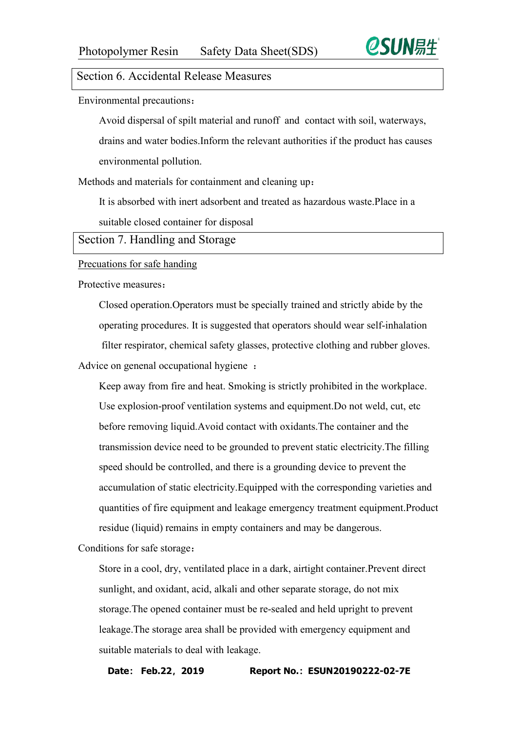## Section 6. Accidental Release Measures

Environmental precautions：

Avoid dispersal of spilt material and runoff and contact with soil, waterways, drains and water bodies.Inform the relevant authorities if the product has causes environmental pollution.

Methods and materials for containment and cleaning up：

It is absorbed with inert adsorbent and treated as hazardous waste.Place in a suitable closed container for disposal

## Section 7. Handling and Storage

Precuations for safe handing

Protective measures：

Closed operation.Operators must be specially trained and strictly abide by the operating procedures. It is suggested that operators should wear self-inhalation filter respirator, chemical safety glasses, protective clothing and rubber gloves.

Advice on genenal occupational hygiene ：

Keep away from fire and heat. Smoking is strictly prohibited in the workplace. Use explosion-proof ventilation systems and equipment.Do not weld, cut, etc before removing liquid.Avoid contact with oxidants.The container and the transmission device need to be grounded to prevent static electricity.The filling speed should be controlled, and there is a grounding device to prevent the accumulation of static electricity.Equipped with the corresponding varieties and quantities of fire equipment and leakage emergency treatment equipment.Product residue (liquid) remains in empty containers and may be dangerous.

Conditions for safe storage：

Store in a cool, dry, ventilated place in a dark, airtight container.Prevent direct sunlight, and oxidant, acid, alkali and other separate storage, do not mix storage.The opened container must be re-sealed and held upright to prevent leakage.The storage area shall be provided with emergency equipment and suitable materials to deal with leakage.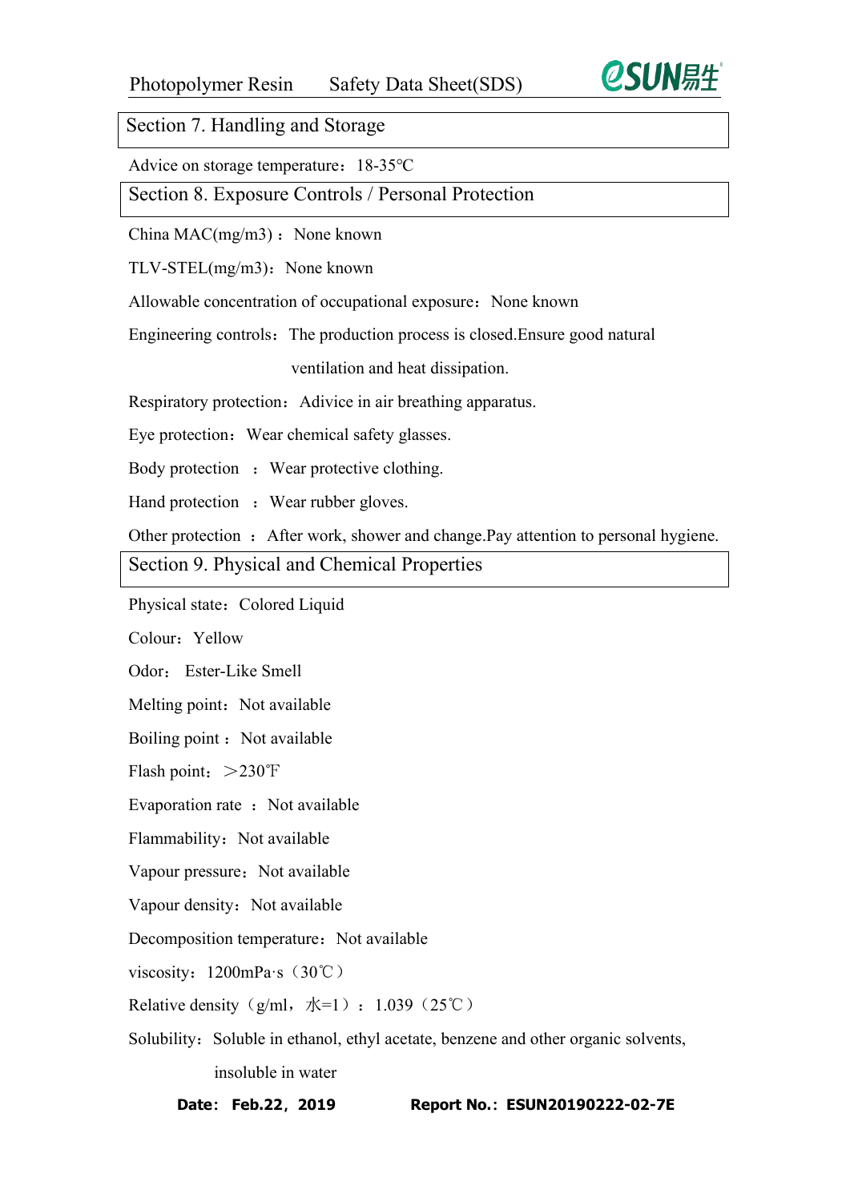## Section 7. Handling and Storage

Advice on storage temperature：18-35℃

## Section 8. Exposure Controls / Personal Protection

China MAC(mg/m3)：None known

TLV-STEL(mg/m3)：None known

Allowable concentration of occupational exposure：None known

Engineering controls：The production process is closed.Ensure good natural ventilation and heat dissipation.

Respiratory protection：Adivice in air breathing apparatus.

Eye protection：Wear chemical safety glasses.

Body protection ：Wear protective clothing.

Hand protection ：Wear rubber gloves.

Other protection ：After work, shower and change.Pay attention to personal hygiene.

## Section 9. Physical and Chemical Properties

Physical state：Colored Liquid

Colour：Yellow

Odor： Ester-Like Smell

Melting point：Not available

Boiling point：Not available

Flash point：＞230℉

Evaporation rate ：Not available

Flammability：Not available

Vapour pressure：Not available

Vapour density：Not available

Decomposition temperature：Not available

viscosity：1200mPa·s（30℃）

Relative density（g/ml，水=1）：1.039（25℃）

Solubility：Soluble in ethanol, ethyl acetate, benzene and other organic solvents, insoluble in water

**Date：Feb.22，2019** **Report No.：ESUN20190222-02-7E**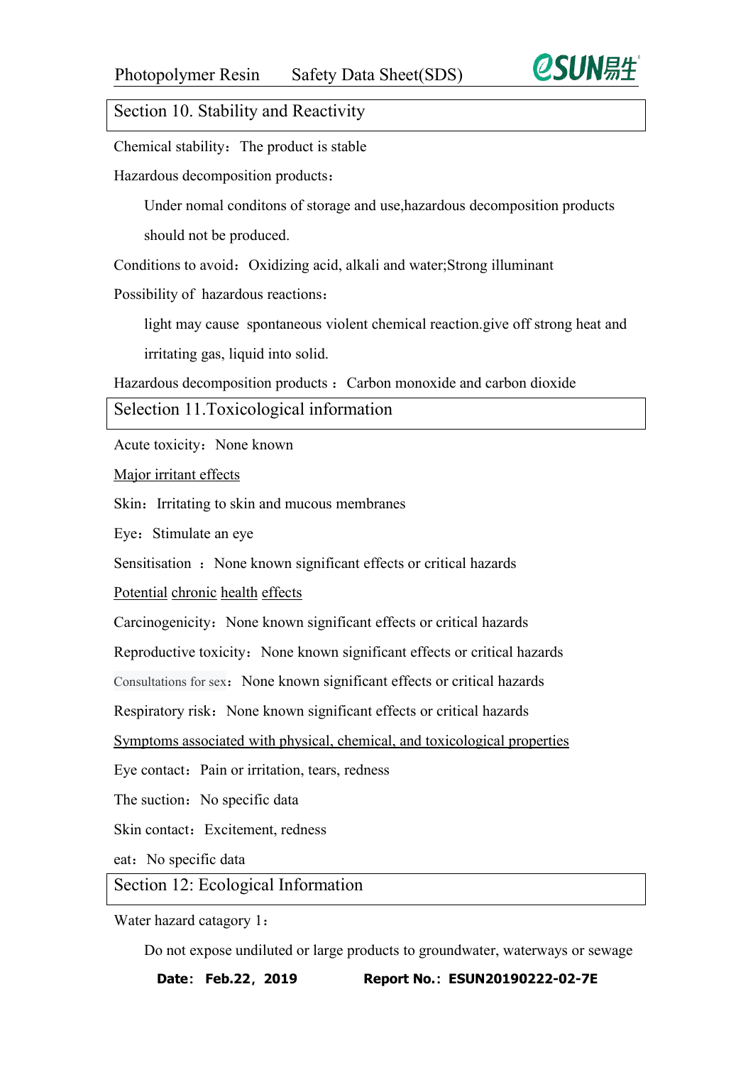## Section 10. Stability and Reactivity

Chemical stability：The product is stable

Hazardous decomposition products：

Under nomal conditons of storage and use,hazardous decomposition products should not be produced.

Conditions to avoid：Oxidizing acid, alkali and water;Strong illuminant

Possibility of hazardous reactions：

light may cause spontaneous violent chemical reaction.give off strong heat and irritating gas, liquid into solid.

Hazardous decomposition products ：Carbon monoxide and carbon dioxide

## Selection 11.Toxicological information

Acute toxicity：None known

Major irritant effects

Skin：Irritating to skin and mucous membranes

Eye：Stimulate an eye

Sensitisation ：None known significant effects or critical hazards

Potential chronic health effects

Carcinogenicity：None known significant effects or critical hazards

Reproductive toxicity：None known significant effects or critical hazards

Consultations for sex：None known significant effects or critical hazards

Respiratory risk：None known significant effects or critical hazards

Symptoms associated with physical, chemical, and toxicological properties

Eye contact：Pain or irritation, tears, redness

The suction：No specific data

Skin contact：Excitement, redness

eat：No specific data

## Section 12: Ecological Information

Water hazard catagory 1：

Do not expose undiluted or large products to groundwater, waterways or sewage

**Date: Feb.22，2019** **Report No.：ESUN20190222-02-7E**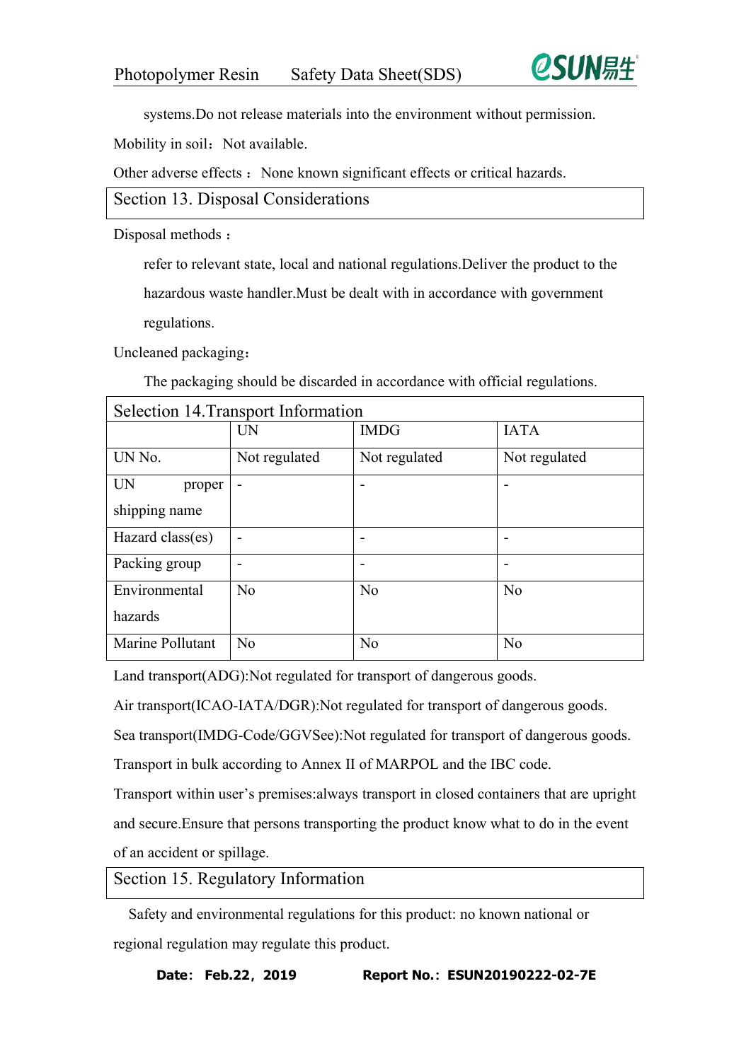systems.Do not release materials into the environment without permission.

Mobility in soil：Not available.

Other adverse effects ：None known significant effects or critical hazards.

## Section 13. Disposal Considerations

Disposal methods：

refer to relevant state, local and national regulations.Deliver the product to the hazardous waste handler.Must be dealt with in accordance with government regulations.

Uncleaned packaging：

The packaging should be discarded in accordance with official regulations.

## Selection 14.Transport Information

| | UN | IMDG | IATA |
|---|---|---|---|
| UN No. | Not regulated | Not regulated | Not regulated |
| UN proper shipping name | - | - | - |
| Hazard class(es) | - | - | - |
| Packing group | - | - | - |
| Environmental hazards | No | No | No |
| Marine Pollutant | No | No | No |

Land transport(ADG):Not regulated for transport of dangerous goods.

Air transport(ICAO-IATA/DGR):Not regulated for transport of dangerous goods.

Sea transport(IMDG-Code/GGVSee):Not regulated for transport of dangerous goods.

Transport in bulk according to Annex II of MARPOL and the IBC code.

Transport within user's premises:always transport in closed containers that are upright and secure.Ensure that persons transporting the product know what to do in the event of an accident or spillage.

## Section 15. Regulatory Information

Safety and environmental regulations for this product: no known national or regional regulation may regulate this product.

**Date: Feb.22，2019** **Report No.：ESUN20190222-02-7E**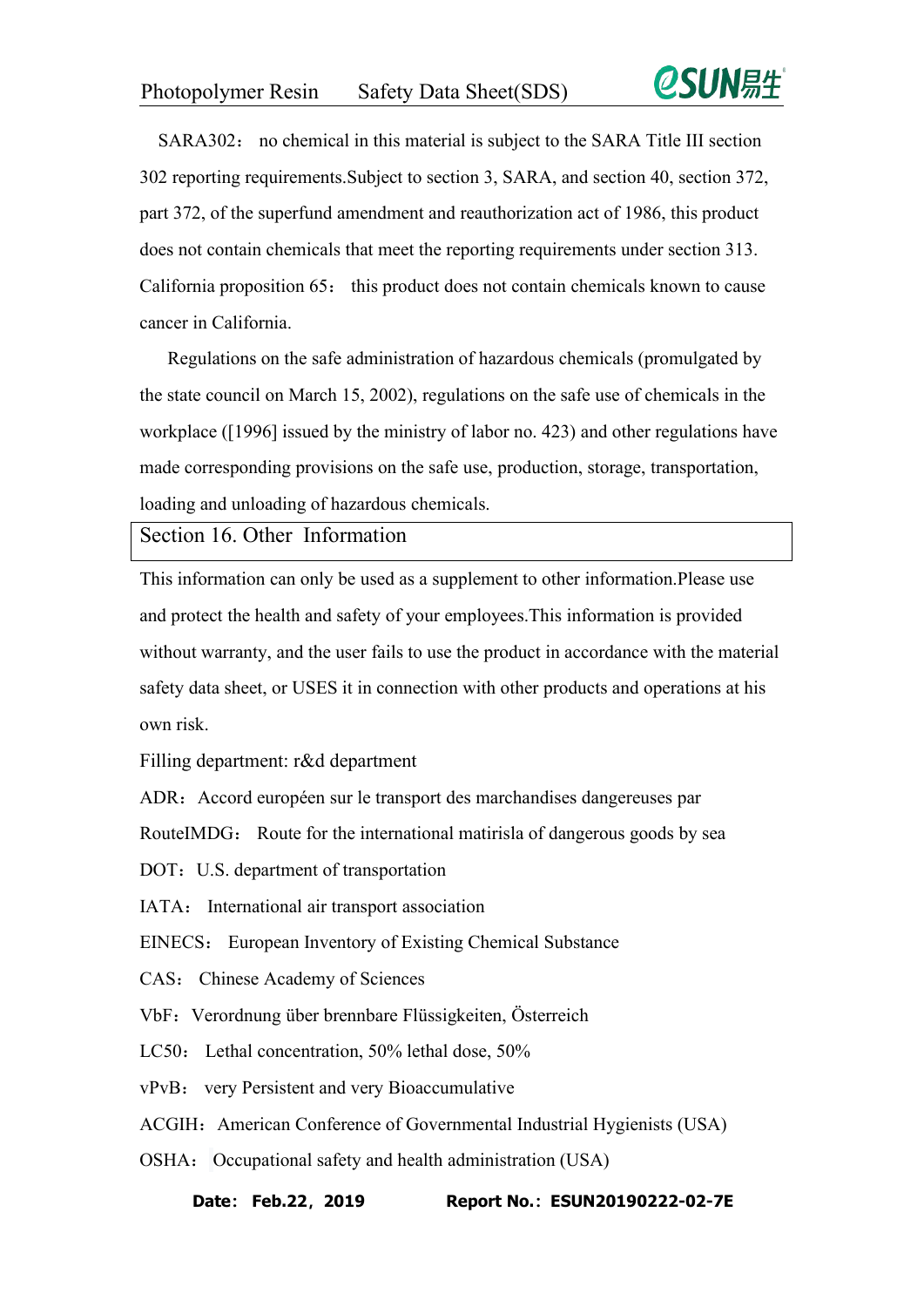SARA302： no chemical in this material is subject to the SARA Title III section 302 reporting requirements.Subject to section 3, SARA, and section 40, section 372, part 372, of the superfund amendment and reauthorization act of 1986, this product does not contain chemicals that meet the reporting requirements under section 313. California proposition 65： this product does not contain chemicals known to cause cancer in California.

Regulations on the safe administration of hazardous chemicals (promulgated by the state council on March 15, 2002), regulations on the safe use of chemicals in the workplace ([1996] issued by the ministry of labor no. 423) and other regulations have made corresponding provisions on the safe use, production, storage, transportation, loading and unloading of hazardous chemicals.

## Section 16. Other Information

This information can only be used as a supplement to other information.Please use and protect the health and safety of your employees.This information is provided without warranty, and the user fails to use the product in accordance with the material safety data sheet, or USES it in connection with other products and operations at his own risk.

Filling department: r&d department

ADR：Accord européen sur le transport des marchandises dangereuses par RouteIMDG： Route for the international matirisla of dangerous goods by sea

DOT：U.S. department of transportation

IATA： International air transport association

EINECS： European Inventory of Existing Chemical Substance

CAS： Chinese Academy of Sciences

VbF：Verordnung über brennbare Flüssigkeiten, Österreich

LC50： Lethal concentration, 50% lethal dose, 50%

vPvB： very Persistent and very Bioaccumulative

ACGIH：American Conference of Governmental Industrial Hygienists (USA)

OSHA： Occupational safety and health administration (USA)

**Date: Feb.22，2019　　　Report No.：ESUN20190222-02-7E**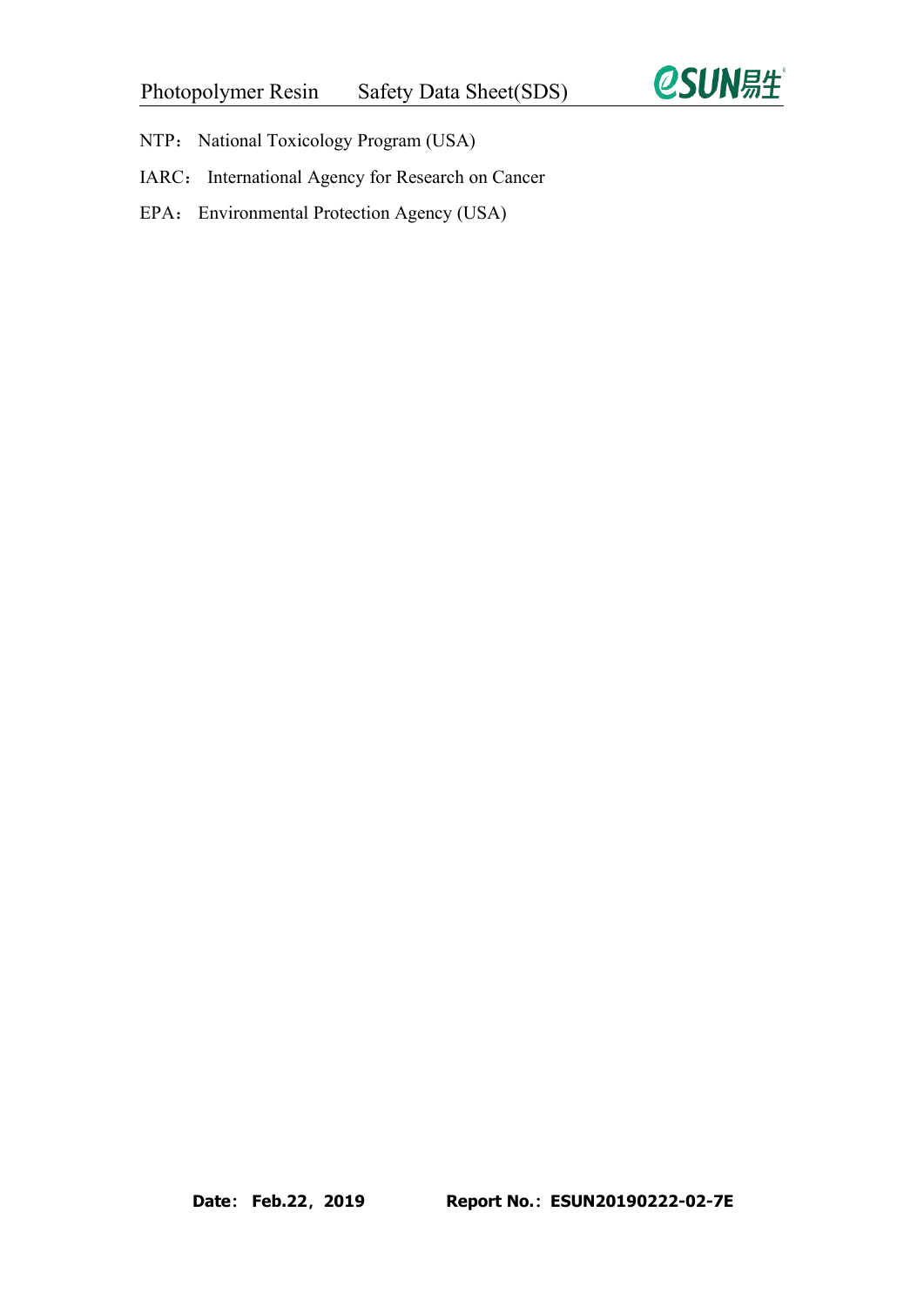NTP： National Toxicology Program (USA)

IARC： International Agency for Research on Cancer

EPA： Environmental Protection Agency (USA)